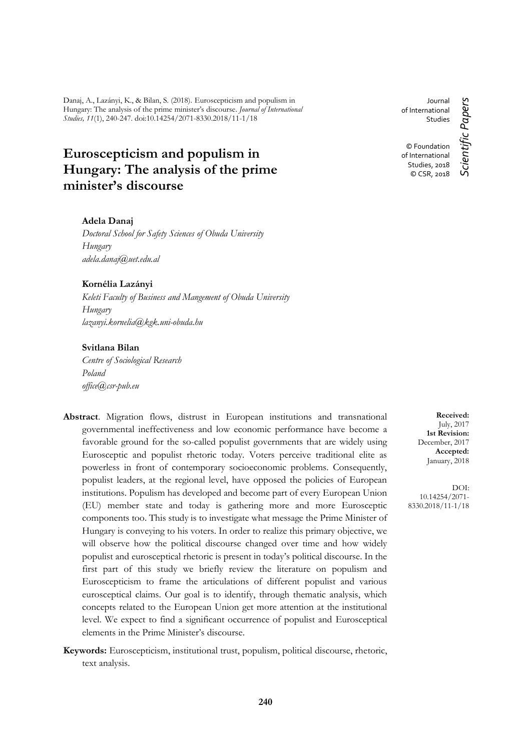Danaj, A., Lazányi, K., & Bilan, S. (2018). Euroscepticism and populism in Hungary: The analysis of the prime minister's discourse. *Journal of International Studies, 11*(1), 240-247. doi:10.14254/2071-8330.2018/11-1/18

Journal of International Studies

© Foundation of International Studies, 2018
© CSR, 2018

*Scientific Papers*

# Euroscepticism and populism in Hungary: The analysis of the prime minister's discourse

**Adela Danaj**
*Doctoral School for Safety Sciences of Obuda University*
*Hungary*
*adela.danaj@uet.edu.al*

**Kornélia Lazányi**
*Keleti Faculty of Business and Mangement of Obuda University*
*Hungary*
*lazanyi.kornelia@kgk.uni-obuda.hu*

**Svitlana Bilan**
*Centre of Sociological Research*
*Poland*
*office@csr-pub.eu*

**Abstract**. Migration flows, distrust in European institutions and transnational governmental ineffectiveness and low economic performance have become a favorable ground for the so-called populist governments that are widely using Eurosceptic and populist rhetoric today. Voters perceive traditional elite as powerless in front of contemporary socioeconomic problems. Consequently, populist leaders, at the regional level, have opposed the policies of European institutions. Populism has developed and become part of every European Union (EU) member state and today is gathering more and more Eurosceptic components too. This study is to investigate what message the Prime Minister of Hungary is conveying to his voters. In order to realize this primary objective, we will observe how the political discourse changed over time and how widely populist and eurosceptical rhetoric is present in today's political discourse. In the first part of this study we briefly review the literature on populism and Euroscepticism to frame the articulations of different populist and various eurosceptical claims. Our goal is to identify, through thematic analysis, which concepts related to the European Union get more attention at the institutional level. We expect to find a significant occurrence of populist and Eurosceptical elements in the Prime Minister's discourse.

**Received:** July, 2017
**1st Revision:** December, 2017
**Accepted:** January, 2018

DOI: 10.14254/2071-8330.2018/11-1/18

**Keywords:** Euroscepticism, institutional trust, populism, political discourse, rhetoric, text analysis.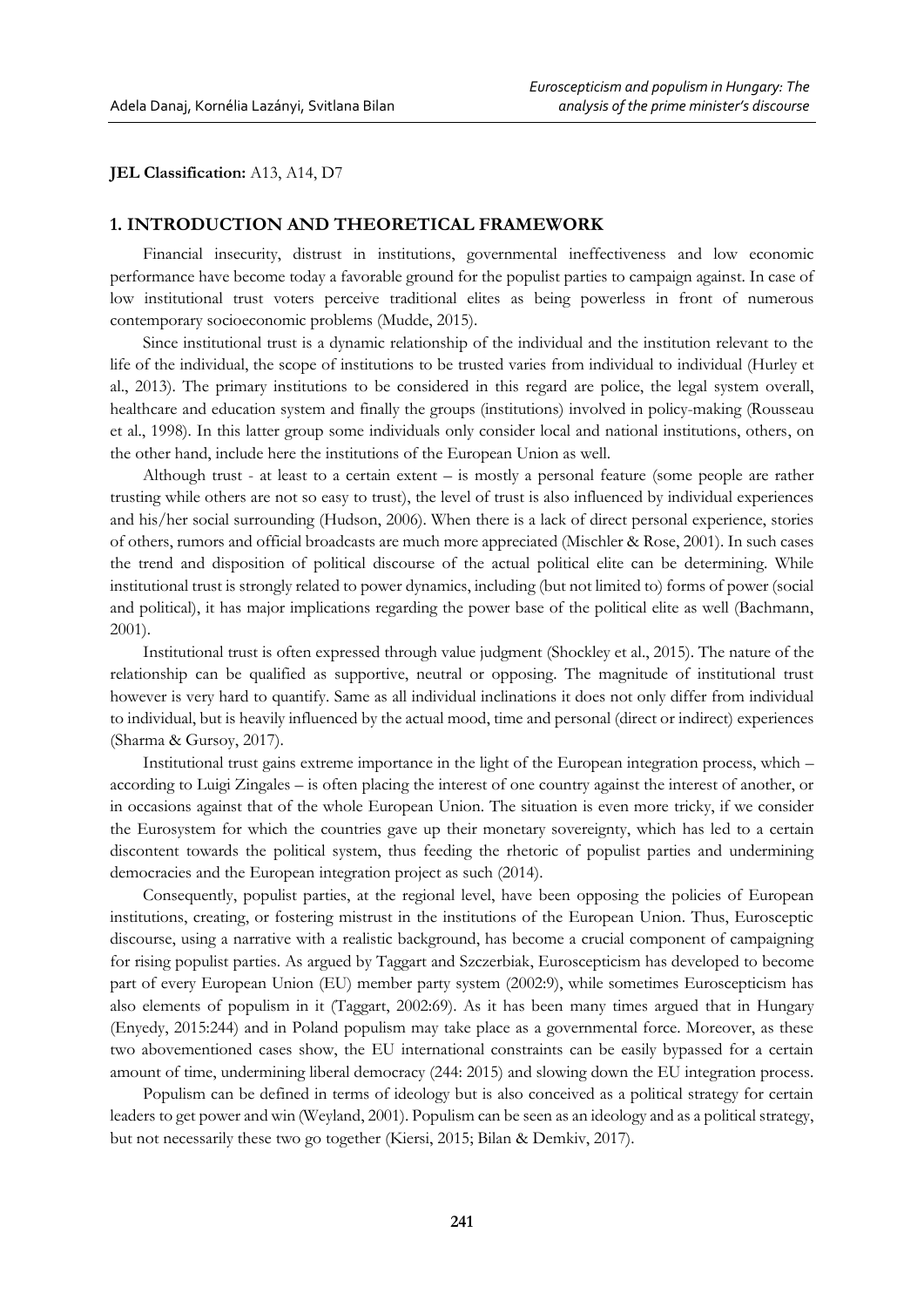**JEL Classification:** A13, A14, D7

## 1. INTRODUCTION AND THEORETICAL FRAMEWORK

Financial insecurity, distrust in institutions, governmental ineffectiveness and low economic performance have become today a favorable ground for the populist parties to campaign against. In case of low institutional trust voters perceive traditional elites as being powerless in front of numerous contemporary socioeconomic problems (Mudde, 2015).

Since institutional trust is a dynamic relationship of the individual and the institution relevant to the life of the individual, the scope of institutions to be trusted varies from individual to individual (Hurley et al., 2013). The primary institutions to be considered in this regard are police, the legal system overall, healthcare and education system and finally the groups (institutions) involved in policy-making (Rousseau et al., 1998). In this latter group some individuals only consider local and national institutions, others, on the other hand, include here the institutions of the European Union as well.

Although trust - at least to a certain extent – is mostly a personal feature (some people are rather trusting while others are not so easy to trust), the level of trust is also influenced by individual experiences and his/her social surrounding (Hudson, 2006). When there is a lack of direct personal experience, stories of others, rumors and official broadcasts are much more appreciated (Mischler & Rose, 2001). In such cases the trend and disposition of political discourse of the actual political elite can be determining. While institutional trust is strongly related to power dynamics, including (but not limited to) forms of power (social and political), it has major implications regarding the power base of the political elite as well (Bachmann, 2001).

Institutional trust is often expressed through value judgment (Shockley et al., 2015). The nature of the relationship can be qualified as supportive, neutral or opposing. The magnitude of institutional trust however is very hard to quantify. Same as all individual inclinations it does not only differ from individual to individual, but is heavily influenced by the actual mood, time and personal (direct or indirect) experiences (Sharma & Gursoy, 2017).

Institutional trust gains extreme importance in the light of the European integration process, which – according to Luigi Zingales – is often placing the interest of one country against the interest of another, or in occasions against that of the whole European Union. The situation is even more tricky, if we consider the Eurosystem for which the countries gave up their monetary sovereignty, which has led to a certain discontent towards the political system, thus feeding the rhetoric of populist parties and undermining democracies and the European integration project as such (2014).

Consequently, populist parties, at the regional level, have been opposing the policies of European institutions, creating, or fostering mistrust in the institutions of the European Union. Thus, Eurosceptic discourse, using a narrative with a realistic background, has become a crucial component of campaigning for rising populist parties. As argued by Taggart and Szczerbiak, Euroscepticism has developed to become part of every European Union (EU) member party system (2002:9), while sometimes Euroscepticism has also elements of populism in it (Taggart, 2002:69). As it has been many times argued that in Hungary (Enyedy, 2015:244) and in Poland populism may take place as a governmental force. Moreover, as these two abovementioned cases show, the EU international constraints can be easily bypassed for a certain amount of time, undermining liberal democracy (244: 2015) and slowing down the EU integration process.

Populism can be defined in terms of ideology but is also conceived as a political strategy for certain leaders to get power and win (Weyland, 2001). Populism can be seen as an ideology and as a political strategy, but not necessarily these two go together (Kiersi, 2015; Bilan & Demkiv, 2017).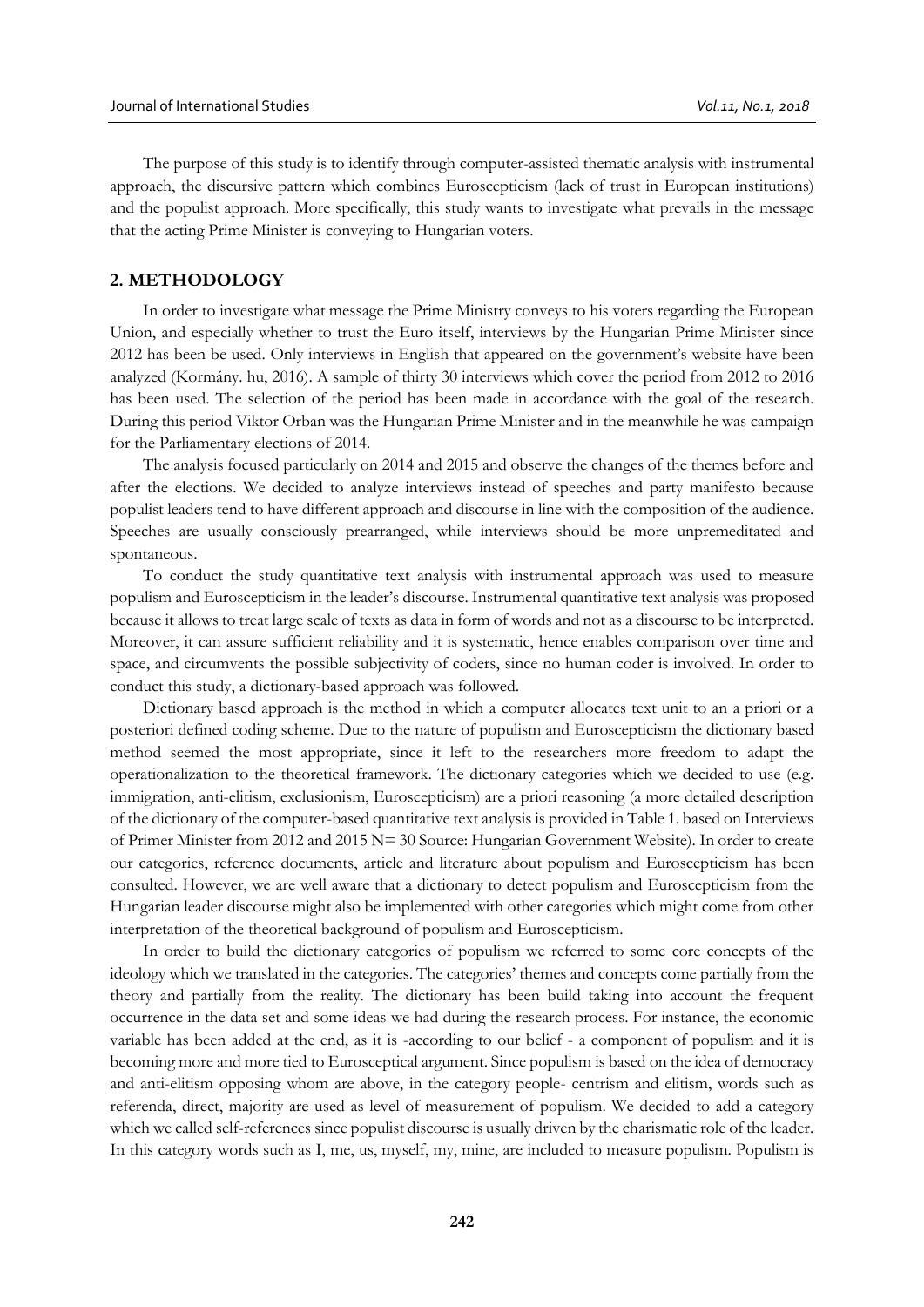The purpose of this study is to identify through computer-assisted thematic analysis with instrumental approach, the discursive pattern which combines Euroscepticism (lack of trust in European institutions) and the populist approach. More specifically, this study wants to investigate what prevails in the message that the acting Prime Minister is conveying to Hungarian voters.

## 2. METHODOLOGY

In order to investigate what message the Prime Ministry conveys to his voters regarding the European Union, and especially whether to trust the Euro itself, interviews by the Hungarian Prime Minister since 2012 has been be used. Only interviews in English that appeared on the government's website have been analyzed (Kormány. hu, 2016). A sample of thirty 30 interviews which cover the period from 2012 to 2016 has been used. The selection of the period has been made in accordance with the goal of the research. During this period Viktor Orban was the Hungarian Prime Minister and in the meanwhile he was campaign for the Parliamentary elections of 2014.

The analysis focused particularly on 2014 and 2015 and observe the changes of the themes before and after the elections. We decided to analyze interviews instead of speeches and party manifesto because populist leaders tend to have different approach and discourse in line with the composition of the audience. Speeches are usually consciously prearranged, while interviews should be more unpremeditated and spontaneous.

To conduct the study quantitative text analysis with instrumental approach was used to measure populism and Euroscepticism in the leader's discourse. Instrumental quantitative text analysis was proposed because it allows to treat large scale of texts as data in form of words and not as a discourse to be interpreted. Moreover, it can assure sufficient reliability and it is systematic, hence enables comparison over time and space, and circumvents the possible subjectivity of coders, since no human coder is involved. In order to conduct this study, a dictionary-based approach was followed.

Dictionary based approach is the method in which a computer allocates text unit to an a priori or a posteriori defined coding scheme. Due to the nature of populism and Euroscepticism the dictionary based method seemed the most appropriate, since it left to the researchers more freedom to adapt the operationalization to the theoretical framework. The dictionary categories which we decided to use (e.g. immigration, anti-elitism, exclusionism, Euroscepticism) are a priori reasoning (a more detailed description of the dictionary of the computer-based quantitative text analysis is provided in Table 1. based on Interviews of Primer Minister from 2012 and 2015 N= 30 Source: Hungarian Government Website). In order to create our categories, reference documents, article and literature about populism and Euroscepticism has been consulted. However, we are well aware that a dictionary to detect populism and Euroscepticism from the Hungarian leader discourse might also be implemented with other categories which might come from other interpretation of the theoretical background of populism and Euroscepticism.

In order to build the dictionary categories of populism we referred to some core concepts of the ideology which we translated in the categories. The categories' themes and concepts come partially from the theory and partially from the reality. The dictionary has been build taking into account the frequent occurrence in the data set and some ideas we had during the research process. For instance, the economic variable has been added at the end, as it is -according to our belief - a component of populism and it is becoming more and more tied to Eurosceptical argument. Since populism is based on the idea of democracy and anti-elitism opposing whom are above, in the category people- centrism and elitism, words such as referenda, direct, majority are used as level of measurement of populism. We decided to add a category which we called self-references since populist discourse is usually driven by the charismatic role of the leader. In this category words such as I, me, us, myself, my, mine, are included to measure populism. Populism is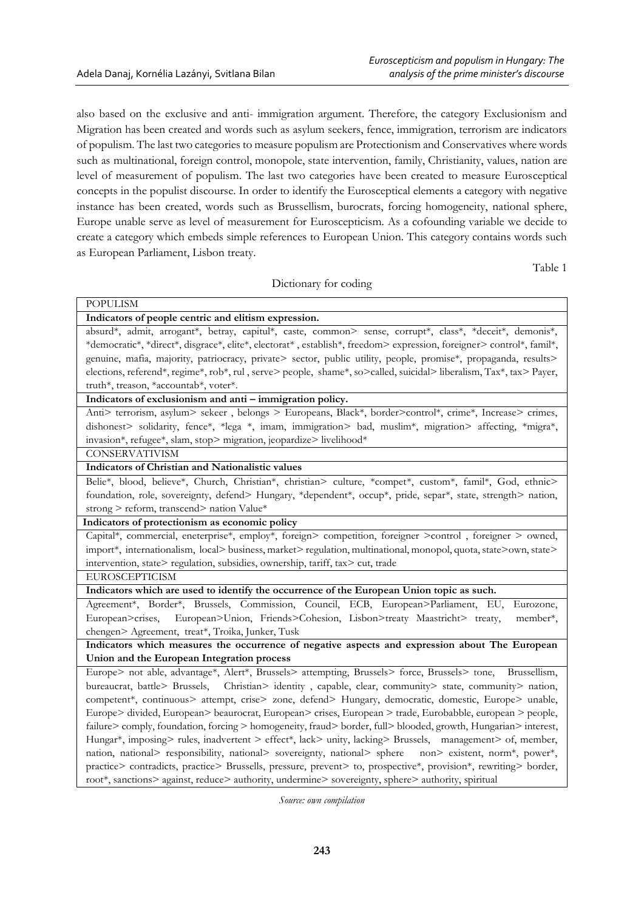also based on the exclusive and anti- immigration argument. Therefore, the category Exclusionism and Migration has been created and words such as asylum seekers, fence, immigration, terrorism are indicators of populism. The last two categories to measure populism are Protectionism and Conservatives where words such as multinational, foreign control, monopole, state intervention, family, Christianity, values, nation are level of measurement of populism. The last two categories have been created to measure Eurosceptical concepts in the populist discourse. In order to identify the Eurosceptical elements a category with negative instance has been created, words such as Brussellism, burocrats, forcing homogeneity, national sphere, Europe unable serve as level of measurement for Euroscepticism. As a cofounding variable we decide to create a category which embeds simple references to European Union. This category contains words such as European Parliament, Lisbon treaty.

Table 1

Dictionary for coding

| POPULISM |
|---|
| **Indicators of people centric and elitism expression.** |
| absurd*, admit, arrogant*, betray, capitul*, caste, common> sense, corrupt*, class*, *deceit*, demonis*, *democratic*, *direct*, disgrace*, elite*, electorat* , establish*, freedom> expression, foreigner> control*, famil*, genuine, mafia, majority, patriocracy, private> sector, public utility, people, promise*, propaganda, results> elections, referend*, regime*, rob*, rul , serve> people, shame*, so>called, suicidal> liberalism, Tax*, tax> Payer, truth*, treason, *accountab*, voter*. |
| **Indicators of exclusionism and anti – immigration policy.** |
| Anti> terrorism, asylum> sekeer , belongs > Europeans, Black*, border>control*, crime*, Increase> crimes, dishonest> solidarity, fence*, *lega *, imam, immigration> bad, muslim*, migration> affecting, *migra*, invasion*, refugee*, slam, stop> migration, jeopardize> livelihood* |
| CONSERVATIVISM |
| **Indicators of Christian and Nationalistic values** |
| Belie*, blood, believe*, Church, Christian*, christian> culture, *compet*, custom*, famil*, God, ethnic> foundation, role, sovereignty, defend> Hungary, *dependent*, occup*, pride, separ*, state, strength> nation, strong > reform, transcend> nation Value* |
| **Indicators of protectionism as economic policy** |
| Capital*, commercial, eneterprise*, employ*, foreign> competition, foreigner >control , foreigner > owned, import*, internationalism, local> business, market> regulation, multinational, monopol, quota, state>own, state> intervention, state> regulation, subsidies, ownership, tariff, tax> cut, trade |
| EUROSCEPTICISM |
| **Indicators which are used to identify the occurrence of the European Union topic as such.** |
| Agreement*, Border*, Brussels, Commission, Council, ECB, European>Parliament, EU, Eurozone, European>crises, European>Union, Friends>Cohesion, Lisbon>treaty Maastricht> treaty, member*, chengen> Agreement, treat*, Troika, Junker, Tusk |
| **Indicators which measures the occurrence of negative aspects and expression about The European Union and the European Integration process** |
| Europe> not able, advantage*, Alert*, Brussels> attempting, Brussels> force, Brussels> tone, Brussellism, bureaucrat, battle> Brussels, Christian> identity , capable, clear, community> state, community> nation, competent*, continuous> attempt, crise> zone, defend> Hungary, democratic, domestic, Europe> unable, Europe> divided, European> beaurocrat, European> crises, European > trade, Eurobabble, european > people, failure> comply, foundation, forcing > homogeneity, fraud> border, full> blooded, growth, Hungarian> interest, Hungar*, imposing> rules, inadvertent > effect*, lack> unity, lacking> Brussels, management> of, member, nation, national> responsibility, national> sovereignty, national> sphere non> existent, norm*, power*, practice> contradicts, practice> Brussells, pressure, prevent> to, prospective*, provision*, rewriting> border, root*, sanctions> against, reduce> authority, undermine> sovereignty, sphere> authority, spiritual |

*Source: own compilation*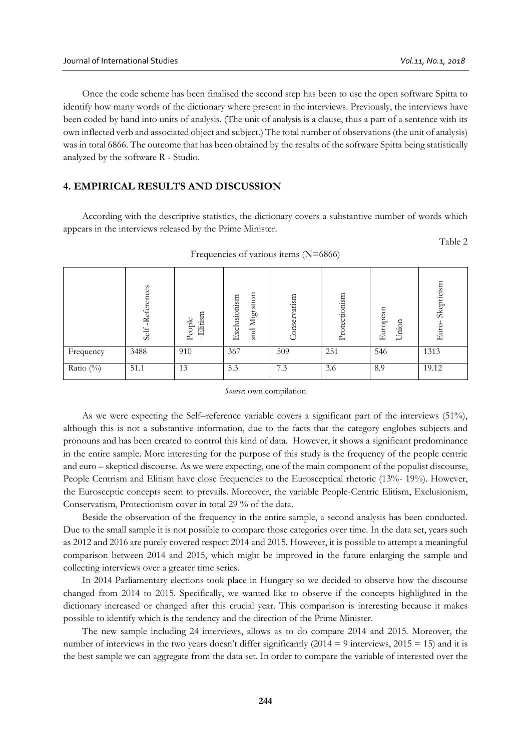Once the code scheme has been finalised the second step has been to use the open software Spitta to identify how many words of the dictionary where present in the interviews. Previously, the interviews have been coded by hand into units of analysis. (The unit of analysis is a clause, thus a part of a sentence with its own inflected verb and associated object and subject.) The total number of observations (the unit of analysis) was in total 6866. The outcome that has been obtained by the results of the software Spitta being statistically analyzed by the software R - Studio.

## 4. EMPIRICAL RESULTS AND DISCUSSION

According with the descriptive statistics, the dictionary covers a substantive number of words which appears in the interviews released by the Prime Minister.

Table 2

Frequencies of various items (N=6866)

| | Self -References | People - Elitism | Exclusionism and Migration | Conservatism | Protectionism | European Union | Euro- Skepticism |
|---|---|---|---|---|---|---|---|
| Frequency | 3488 | 910 | 367 | 509 | 251 | 546 | 1313 |
| Ratio (%) | 51.1 | 13 | 5.3 | 7.3 | 3.6 | 8.9 | 19.12 |

*Source*: own compilation

As we were expecting the Self–reference variable covers a significant part of the interviews (51%), although this is not a substantive information, due to the facts that the category englobes subjects and pronouns and has been created to control this kind of data. However, it shows a significant predominance in the entire sample. More interesting for the purpose of this study is the frequency of the people centric and euro – skeptical discourse. As we were expecting, one of the main component of the populist discourse, People Centrism and Elitism have close frequencies to the Eurosceptical rhetoric (13%- 19%). However, the Eurosceptic concepts seem to prevails. Moreover, the variable People-Centric Elitism, Exclusionism, Conservatism, Protectionism cover in total 29 % of the data.

Beside the observation of the frequency in the entire sample, a second analysis has been conducted. Due to the small sample it is not possible to compare those categories over time. In the data set, years such as 2012 and 2016 are purely covered respect 2014 and 2015. However, it is possible to attempt a meaningful comparison between 2014 and 2015, which might be improved in the future enlarging the sample and collecting interviews over a greater time series.

In 2014 Parliamentary elections took place in Hungary so we decided to observe how the discourse changed from 2014 to 2015. Specifically, we wanted like to observe if the concepts highlighted in the dictionary increased or changed after this crucial year. This comparison is interesting because it makes possible to identify which is the tendency and the direction of the Prime Minister.

The new sample including 24 interviews, allows as to do compare 2014 and 2015. Moreover, the number of interviews in the two years doesn't differ significantly (2014 = 9 interviews, 2015 = 15) and it is the best sample we can aggregate from the data set. In order to compare the variable of interested over the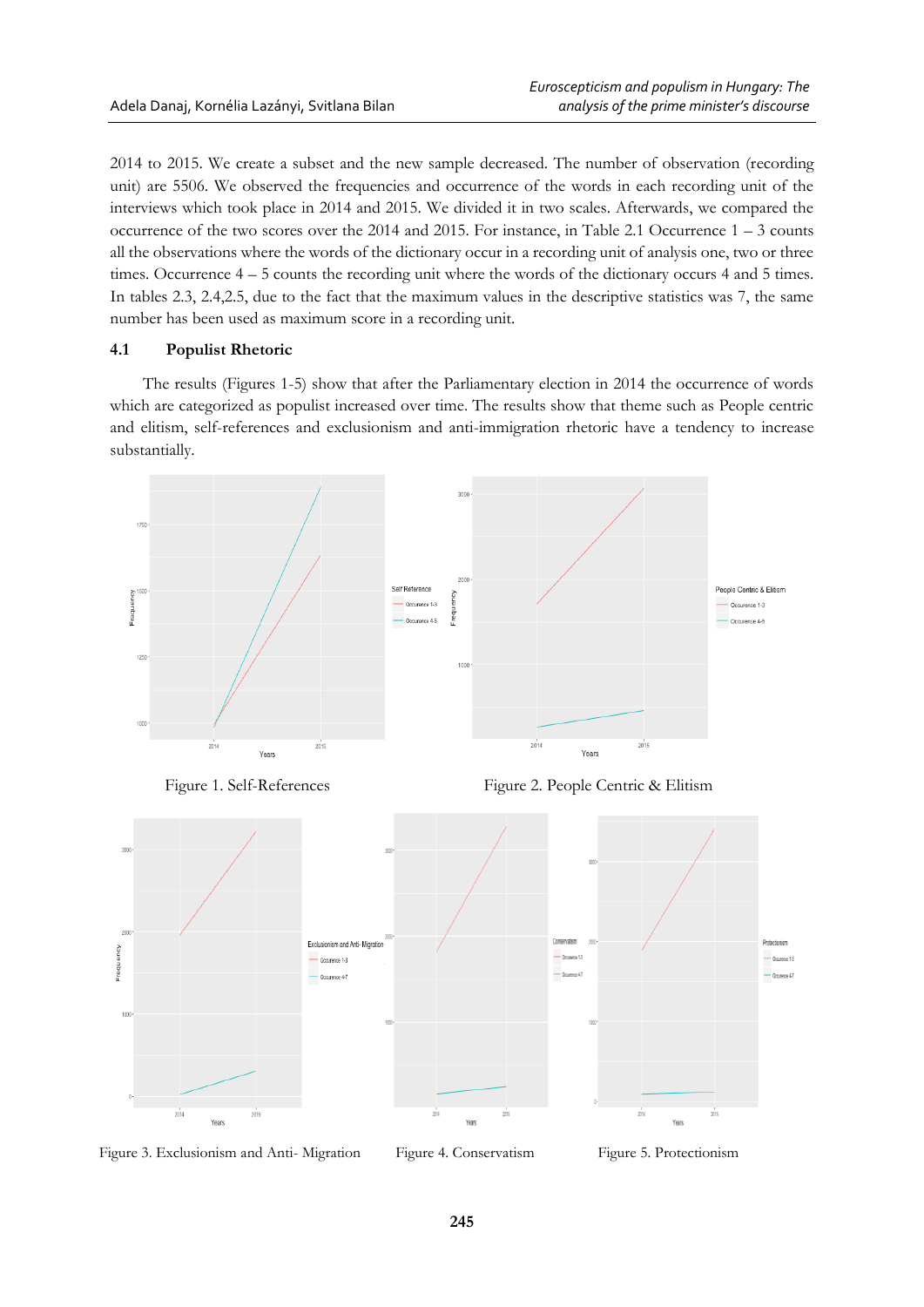2014 to 2015. We create a subset and the new sample decreased. The number of observation (recording unit) are 5506. We observed the frequencies and occurrence of the words in each recording unit of the interviews which took place in 2014 and 2015. We divided it in two scales. Afterwards, we compared the occurrence of the two scores over the 2014 and 2015. For instance, in Table 2.1 Occurrence 1 – 3 counts all the observations where the words of the dictionary occur in a recording unit of analysis one, two or three times. Occurrence 4 – 5 counts the recording unit where the words of the dictionary occurs 4 and 5 times. In tables 2.3, 2.4,2.5, due to the fact that the maximum values in the descriptive statistics was 7, the same number has been used as maximum score in a recording unit.

### 4.1 Populist Rhetoric

The results (Figures 1-5) show that after the Parliamentary election in 2014 the occurrence of words which are categorized as populist increased over time. The results show that theme such as People centric and elitism, self-references and exclusionism and anti-immigration rhetoric have a tendency to increase substantially.

Figure 1. Self-References

Figure 2. People Centric & Elitism

Figure 3. Exclusionism and Anti- Migration

Figure 4. Conservatism

Figure 5. Protectionism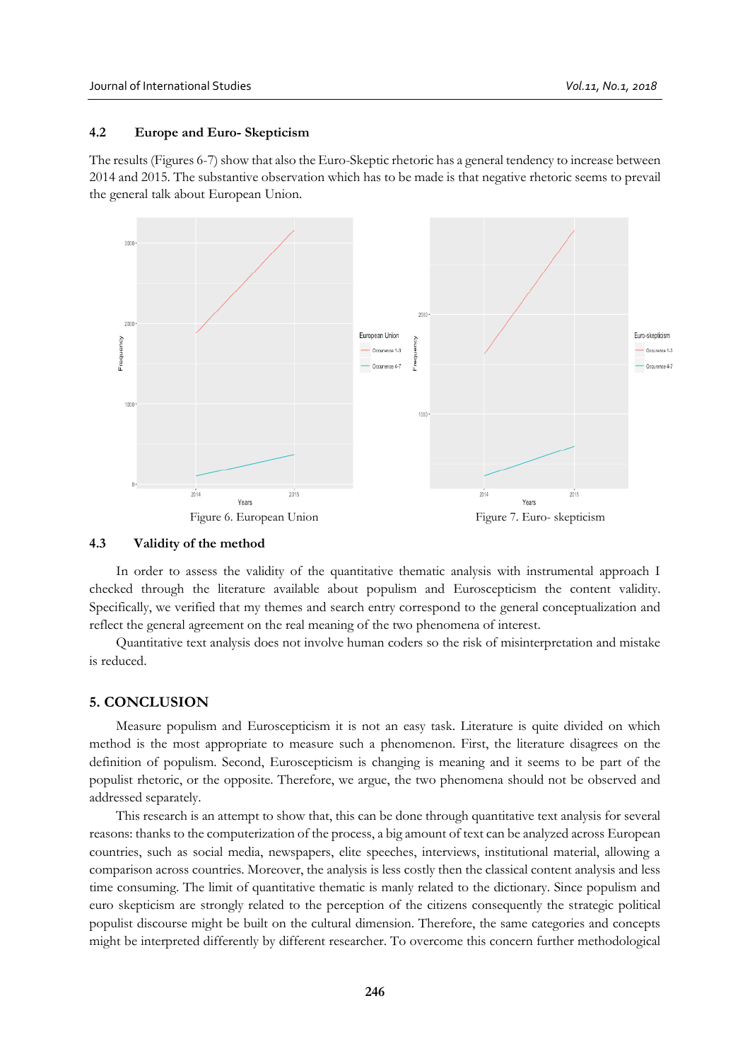### 4.2 Europe and Euro- Skepticism

The results (Figures 6-7) show that also the Euro-Skeptic rhetoric has a general tendency to increase between 2014 and 2015. The substantive observation which has to be made is that negative rhetoric seems to prevail the general talk about European Union.

Figure 6. European Union

Figure 7. Euro- skepticism

### 4.3 Validity of the method

In order to assess the validity of the quantitative thematic analysis with instrumental approach I checked through the literature available about populism and Euroscepticism the content validity. Specifically, we verified that my themes and search entry correspond to the general conceptualization and reflect the general agreement on the real meaning of the two phenomena of interest.

Quantitative text analysis does not involve human coders so the risk of misinterpretation and mistake is reduced.

## 5. CONCLUSION

Measure populism and Euroscepticism it is not an easy task. Literature is quite divided on which method is the most appropriate to measure such a phenomenon. First, the literature disagrees on the definition of populism. Second, Euroscepticism is changing is meaning and it seems to be part of the populist rhetoric, or the opposite. Therefore, we argue, the two phenomena should not be observed and addressed separately.

This research is an attempt to show that, this can be done through quantitative text analysis for several reasons: thanks to the computerization of the process, a big amount of text can be analyzed across European countries, such as social media, newspapers, elite speeches, interviews, institutional material, allowing a comparison across countries. Moreover, the analysis is less costly then the classical content analysis and less time consuming. The limit of quantitative thematic is manly related to the dictionary. Since populism and euro skepticism are strongly related to the perception of the citizens consequently the strategic political populist discourse might be built on the cultural dimension. Therefore, the same categories and concepts might be interpreted differently by different researcher. To overcome this concern further methodological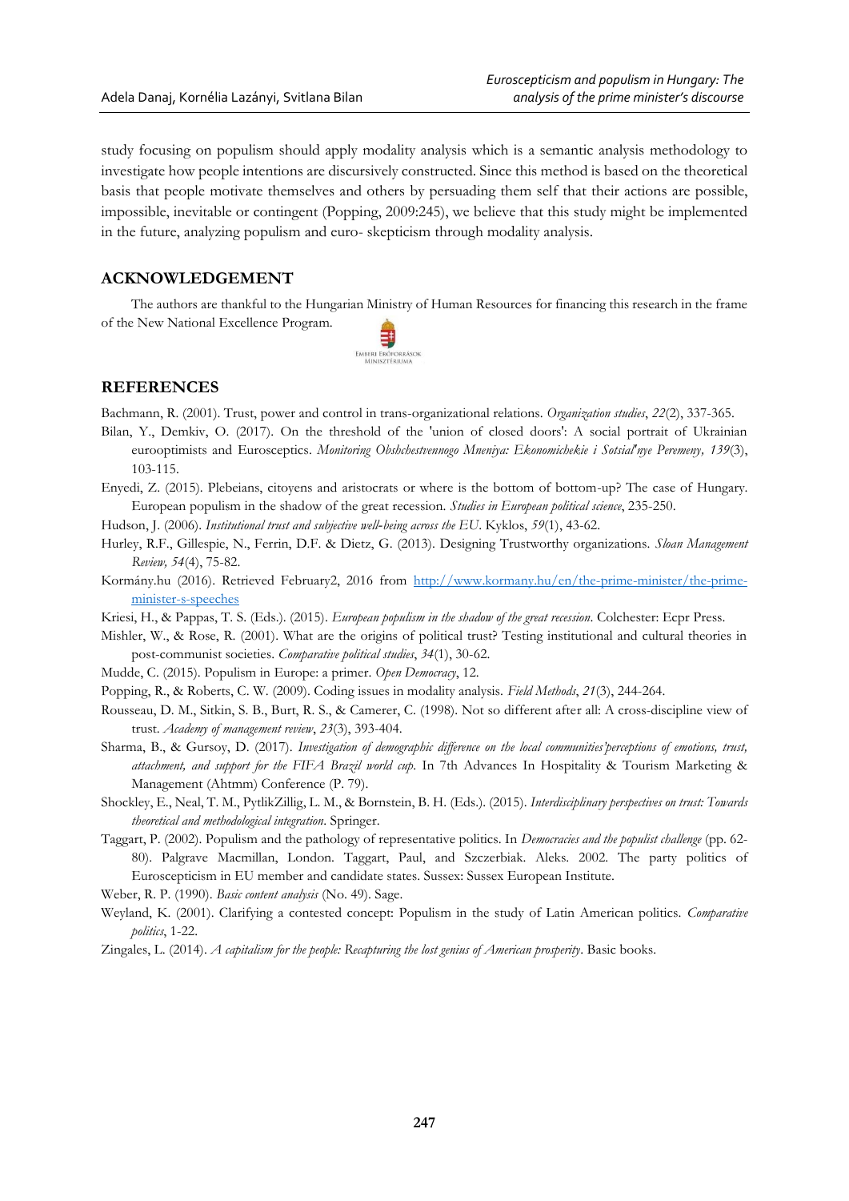study focusing on populism should apply modality analysis which is a semantic analysis methodology to investigate how people intentions are discursively constructed. Since this method is based on the theoretical basis that people motivate themselves and others by persuading them self that their actions are possible, impossible, inevitable or contingent (Popping, 2009:245), we believe that this study might be implemented in the future, analyzing populism and euro- skepticism through modality analysis.

## ACKNOWLEDGEMENT

The authors are thankful to the Hungarian Ministry of Human Resources for financing this research in the frame of the New National Excellence Program.

## REFERENCES

Bachmann, R. (2001). Trust, power and control in trans-organizational relations. *Organization studies*, *22*(2), 337-365.

Bilan, Y., Demkiv, O. (2017). On the threshold of the 'union of closed doors': A social portrait of Ukrainian eurooptimists and Eurosceptics. *Monitoring Obshchestvennogo Mneniya: Ekonomichekie i Sotsial'nye Peremeny, 139*(3), 103-115.

Enyedi, Z. (2015). Plebeians, citoyens and aristocrats or where is the bottom of bottom-up? The case of Hungary. European populism in the shadow of the great recession. *Studies in European political science*, 235-250.

Hudson, J. (2006). *Institutional trust and subjective well-being across the EU*. Kyklos, *59*(1), 43-62.

Hurley, R.F., Gillespie, N., Ferrin, D.F. & Dietz, G. (2013). Designing Trustworthy organizations. *Sloan Management Review, 54*(4), 75-82.

Kormány.hu (2016). Retrieved February2, 2016 from http://www.kormany.hu/en/the-prime-minister/the-prime-minister-s-speeches

Kriesi, H., & Pappas, T. S. (Eds.). (2015). *European populism in the shadow of the great recession*. Colchester: Ecpr Press.

Mishler, W., & Rose, R. (2001). What are the origins of political trust? Testing institutional and cultural theories in post-communist societies. *Comparative political studies*, *34*(1), 30-62.

Mudde, C. (2015). Populism in Europe: a primer. *Open Democracy*, 12.

Popping, R., & Roberts, C. W. (2009). Coding issues in modality analysis. *Field Methods*, *21*(3), 244-264.

Rousseau, D. M., Sitkin, S. B., Burt, R. S., & Camerer, C. (1998). Not so different after all: A cross-discipline view of trust. *Academy of management review*, *23*(3), 393-404.

Sharma, B., & Gursoy, D. (2017). *Investigation of demographic difference on the local communities'perceptions of emotions, trust, attachment, and support for the FIFA Brazil world cup*. In 7th Advances In Hospitality & Tourism Marketing & Management (Ahtmm) Conference (P. 79).

Shockley, E., Neal, T. M., PytlikZillig, L. M., & Bornstein, B. H. (Eds.). (2015). *Interdisciplinary perspectives on trust: Towards theoretical and methodological integration*. Springer.

Taggart, P. (2002). Populism and the pathology of representative politics. In *Democracies and the populist challenge* (pp. 62-80). Palgrave Macmillan, London. Taggart, Paul, and Szczerbiak. Aleks. 2002. The party politics of Euroscepticism in EU member and candidate states. Sussex: Sussex European Institute.

Weber, R. P. (1990). *Basic content analysis* (No. 49). Sage.

Weyland, K. (2001). Clarifying a contested concept: Populism in the study of Latin American politics. *Comparative politics*, 1-22.

Zingales, L. (2014). *A capitalism for the people: Recapturing the lost genius of American prosperity*. Basic books.